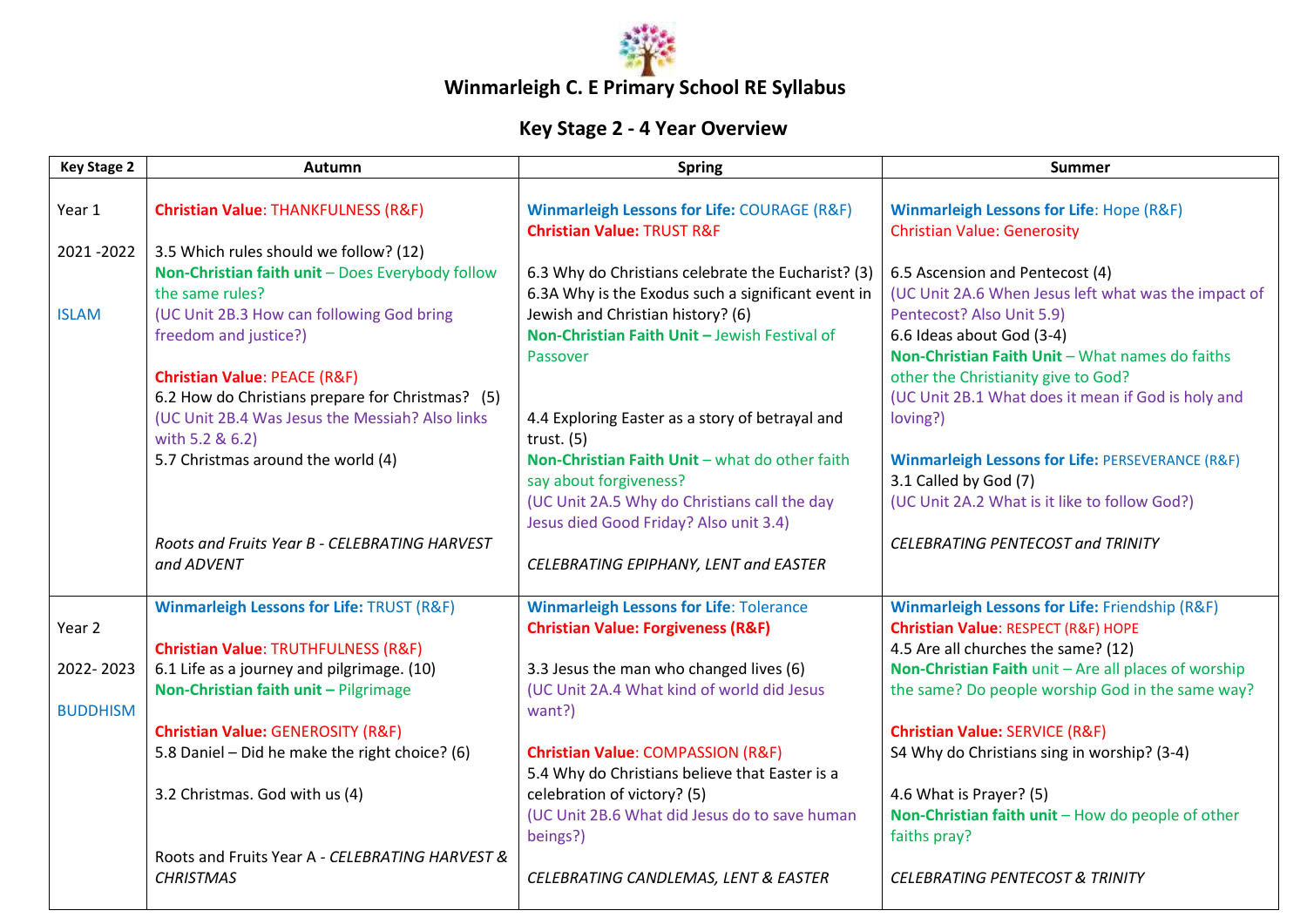# Winmarleigh C. E Primary School RE Syllabus

## Key Stage 2 - 4 Year Overview

| Key Stage 2 | Autumn | Spring | Summer |
|---|---|---|---|
| Year 1<br><br>2021 -2022<br><br>ISLAM | **Christian Value**: THANKFULNESS (R&F)<br><br>3.5 Which rules should we follow? (12)<br>**Non-Christian faith unit** – Does Everybody follow the same rules?<br>(UC Unit 2B.3 How can following God bring freedom and justice?)<br><br>**Christian Value**: PEACE (R&F)<br>6.2 How do Christians prepare for Christmas? (5)<br>(UC Unit 2B.4 Was Jesus the Messiah? Also links with 5.2 & 6.2)<br>5.7 Christmas around the world (4)<br><br>*Roots and Fruits Year B - CELEBRATING HARVEST and ADVENT* | **Winmarleigh Lessons for Life:** COURAGE (R&F)<br>**Christian Value:** TRUST R&F<br><br>6.3 Why do Christians celebrate the Eucharist? (3)<br>6.3A Why is the Exodus such a significant event in Jewish and Christian history? (6)<br>**Non-Christian Faith Unit** – Jewish Festival of Passover<br><br>4.4 Exploring Easter as a story of betrayal and trust. (5)<br>**Non-Christian Faith Unit** – what do other faith say about forgiveness?<br>(UC Unit 2A.5 Why do Christians call the day Jesus died Good Friday? Also unit 3.4)<br><br>*CELEBRATING EPIPHANY, LENT and EASTER* | **Winmarleigh Lessons for Life**: Hope (R&F)<br>Christian Value: Generosity<br><br>6.5 Ascension and Pentecost (4)<br>(UC Unit 2A.6 When Jesus left what was the impact of Pentecost? Also Unit 5.9)<br>6.6 Ideas about God (3-4)<br>**Non-Christian Faith Unit** – What names do faiths other the Christianity give to God?<br>(UC Unit 2B.1 What does it mean if God is holy and loving?)<br><br>**Winmarleigh Lessons for Life:** PERSEVERANCE (R&F)<br>3.1 Called by God (7)<br>(UC Unit 2A.2 What is it like to follow God?)<br><br>*CELEBRATING PENTECOST and TRINITY* |
| Year 2<br><br>2022- 2023<br><br>BUDDHISM | **Winmarleigh Lessons for Life:** TRUST (R&F)<br><br>**Christian Value**: TRUTHFULNESS (R&F)<br>6.1 Life as a journey and pilgrimage. (10)<br>**Non-Christian faith unit –** Pilgrimage<br><br>**Christian Value:** GENEROSITY (R&F)<br>5.8 Daniel – Did he make the right choice? (6)<br><br>3.2 Christmas. God with us (4)<br><br>Roots and Fruits Year A - *CELEBRATING HARVEST & CHRISTMAS* | **Winmarleigh Lessons for Life**: Tolerance<br>**Christian Value: Forgiveness (R&F)**<br><br>3.3 Jesus the man who changed lives (6)<br>(UC Unit 2A.4 What kind of world did Jesus want?)<br><br>**Christian Value**: COMPASSION (R&F)<br>5.4 Why do Christians believe that Easter is a celebration of victory? (5)<br>(UC Unit 2B.6 What did Jesus do to save human beings?)<br><br>*CELEBRATING CANDLEMAS, LENT & EASTER* | **Winmarleigh Lessons for Life:** Friendship (R&F)<br>**Christian Value**: RESPECT (R&F) HOPE<br>4.5 Are all churches the same? (12)<br>**Non-Christian Faith** unit – Are all places of worship the same? Do people worship God in the same way?<br><br>**Christian Value:** SERVICE (R&F)<br>S4 Why do Christians sing in worship? (3-4)<br><br>4.6 What is Prayer? (5)<br>**Non-Christian faith unit** – How do people of other faiths pray?<br><br>*CELEBRATING PENTECOST & TRINITY* |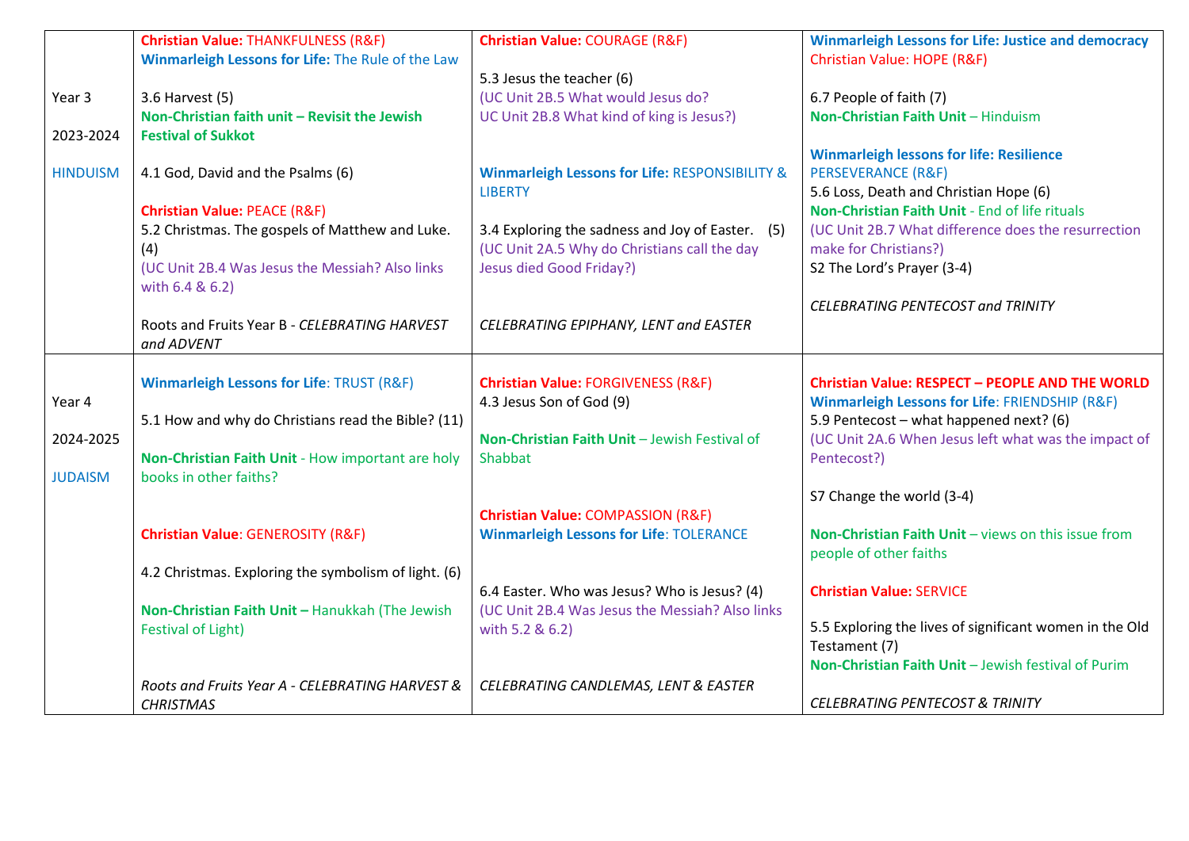| | | | |
|---|---|---|---|
| Year 3<br><br>2023-2024<br><br>HINDUISM | **Christian Value:** THANKFULNESS (R&F)<br>**Winmarleigh Lessons for Life:** The Rule of the Law<br><br>3.6 Harvest (5)<br>**Non-Christian faith unit – Revisit the Jewish Festival of Sukkot**<br><br>4.1 God, David and the Psalms (6)<br><br>**Christian Value:** PEACE (R&F)<br>5.2 Christmas. The gospels of Matthew and Luke. (4)<br>(UC Unit 2B.4 Was Jesus the Messiah? Also links with 6.4 & 6.2)<br><br>Roots and Fruits Year B - *CELEBRATING HARVEST and ADVENT* | **Christian Value:** COURAGE (R&F)<br><br>5.3 Jesus the teacher (6)<br>(UC Unit 2B.5 What would Jesus do?<br>UC Unit 2B.8 What kind of king is Jesus?)<br><br>**Winmarleigh Lessons for Life:** RESPONSIBILITY & LIBERTY<br><br>3.4 Exploring the sadness and Joy of Easter. (5)<br>(UC Unit 2A.5 Why do Christians call the day Jesus died Good Friday?)<br><br>*CELEBRATING EPIPHANY, LENT and EASTER* | **Winmarleigh Lessons for Life: Justice and democracy**<br>Christian Value: HOPE (R&F)<br><br>6.7 People of faith (7)<br>**Non-Christian Faith Unit** – Hinduism<br><br>**Winmarleigh lessons for life: Resilience**<br>PERSEVERANCE (R&F)<br>5.6 Loss, Death and Christian Hope (6)<br>**Non-Christian Faith Unit** - End of life rituals<br>(UC Unit 2B.7 What difference does the resurrection make for Christians?)<br>S2 The Lord's Prayer (3-4)<br><br>*CELEBRATING PENTECOST and TRINITY* |
| Year 4<br><br>2024-2025<br><br>JUDAISM | **Winmarleigh Lessons for Life**: TRUST (R&F)<br><br>5.1 How and why do Christians read the Bible? (11)<br><br>**Non-Christian Faith Unit** - How important are holy books in other faiths?<br><br>**Christian Value**: GENEROSITY (R&F)<br><br>4.2 Christmas. Exploring the symbolism of light. (6)<br><br>**Non-Christian Faith Unit –** Hanukkah (The Jewish Festival of Light)<br><br>*Roots and Fruits Year A - CELEBRATING HARVEST & CHRISTMAS* | **Christian Value:** FORGIVENESS (R&F)<br>4.3 Jesus Son of God (9)<br><br>**Non-Christian Faith Unit** – Jewish Festival of Shabbat<br><br>**Christian Value:** COMPASSION (R&F)<br>**Winmarleigh Lessons for Life**: TOLERANCE<br><br>6.4 Easter. Who was Jesus? Who is Jesus? (4)<br>(UC Unit 2B.4 Was Jesus the Messiah? Also links with 5.2 & 6.2)<br><br>*CELEBRATING CANDLEMAS, LENT & EASTER* | **Christian Value: RESPECT – PEOPLE AND THE WORLD**<br>**Winmarleigh Lessons for Life**: FRIENDSHIP (R&F)<br>5.9 Pentecost – what happened next? (6)<br>(UC Unit 2A.6 When Jesus left what was the impact of Pentecost?)<br><br>S7 Change the world (3-4)<br><br>**Non-Christian Faith Unit** – views on this issue from people of other faiths<br><br>**Christian Value:** SERVICE<br><br>5.5 Exploring the lives of significant women in the Old Testament (7)<br>**Non-Christian Faith Unit** – Jewish festival of Purim<br><br>*CELEBRATING PENTECOST & TRINITY* |